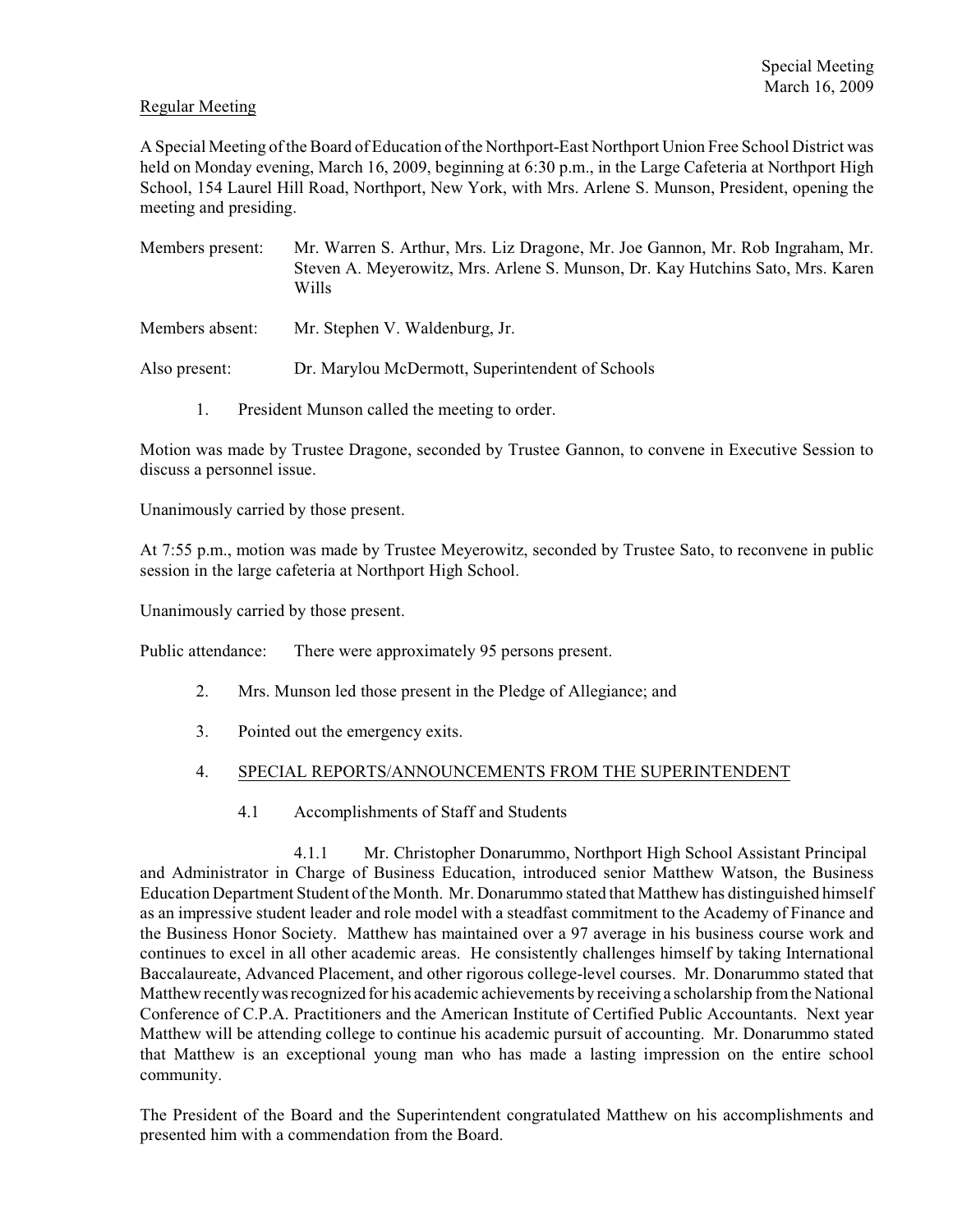Special Meeting
March 16, 2009

Regular Meeting

A Special Meeting of the Board of Education of the Northport-East Northport Union Free School District was held on Monday evening, March 16, 2009, beginning at 6:30 p.m., in the Large Cafeteria at Northport High School, 154 Laurel Hill Road, Northport, New York, with Mrs. Arlene S. Munson, President, opening the meeting and presiding.

Members present: Mr. Warren S. Arthur, Mrs. Liz Dragone, Mr. Joe Gannon, Mr. Rob Ingraham, Mr. Steven A. Meyerowitz, Mrs. Arlene S. Munson, Dr. Kay Hutchins Sato, Mrs. Karen Wills

Members absent: Mr. Stephen V. Waldenburg, Jr.

Also present: Dr. Marylou McDermott, Superintendent of Schools

1. President Munson called the meeting to order.

Motion was made by Trustee Dragone, seconded by Trustee Gannon, to convene in Executive Session to discuss a personnel issue.

Unanimously carried by those present.

At 7:55 p.m., motion was made by Trustee Meyerowitz, seconded by Trustee Sato, to reconvene in public session in the large cafeteria at Northport High School.

Unanimously carried by those present.

Public attendance: There were approximately 95 persons present.

2. Mrs. Munson led those present in the Pledge of Allegiance; and

3. Pointed out the emergency exits.

4. SPECIAL REPORTS/ANNOUNCEMENTS FROM THE SUPERINTENDENT

   4.1 Accomplishments of Staff and Students

      4.1.1 Mr. Christopher Donarummo, Northport High School Assistant Principal and Administrator in Charge of Business Education, introduced senior Matthew Watson, the Business Education Department Student of the Month. Mr. Donarummo stated that Matthew has distinguished himself as an impressive student leader and role model with a steadfast commitment to the Academy of Finance and the Business Honor Society. Matthew has maintained over a 97 average in his business course work and continues to excel in all other academic areas. He consistently challenges himself by taking International Baccalaureate, Advanced Placement, and other rigorous college-level courses. Mr. Donarummo stated that Matthew recently was recognized for his academic achievements by receiving a scholarship from the National Conference of C.P.A. Practitioners and the American Institute of Certified Public Accountants. Next year Matthew will be attending college to continue his academic pursuit of accounting. Mr. Donarummo stated that Matthew is an exceptional young man who has made a lasting impression on the entire school community.

The President of the Board and the Superintendent congratulated Matthew on his accomplishments and presented him with a commendation from the Board.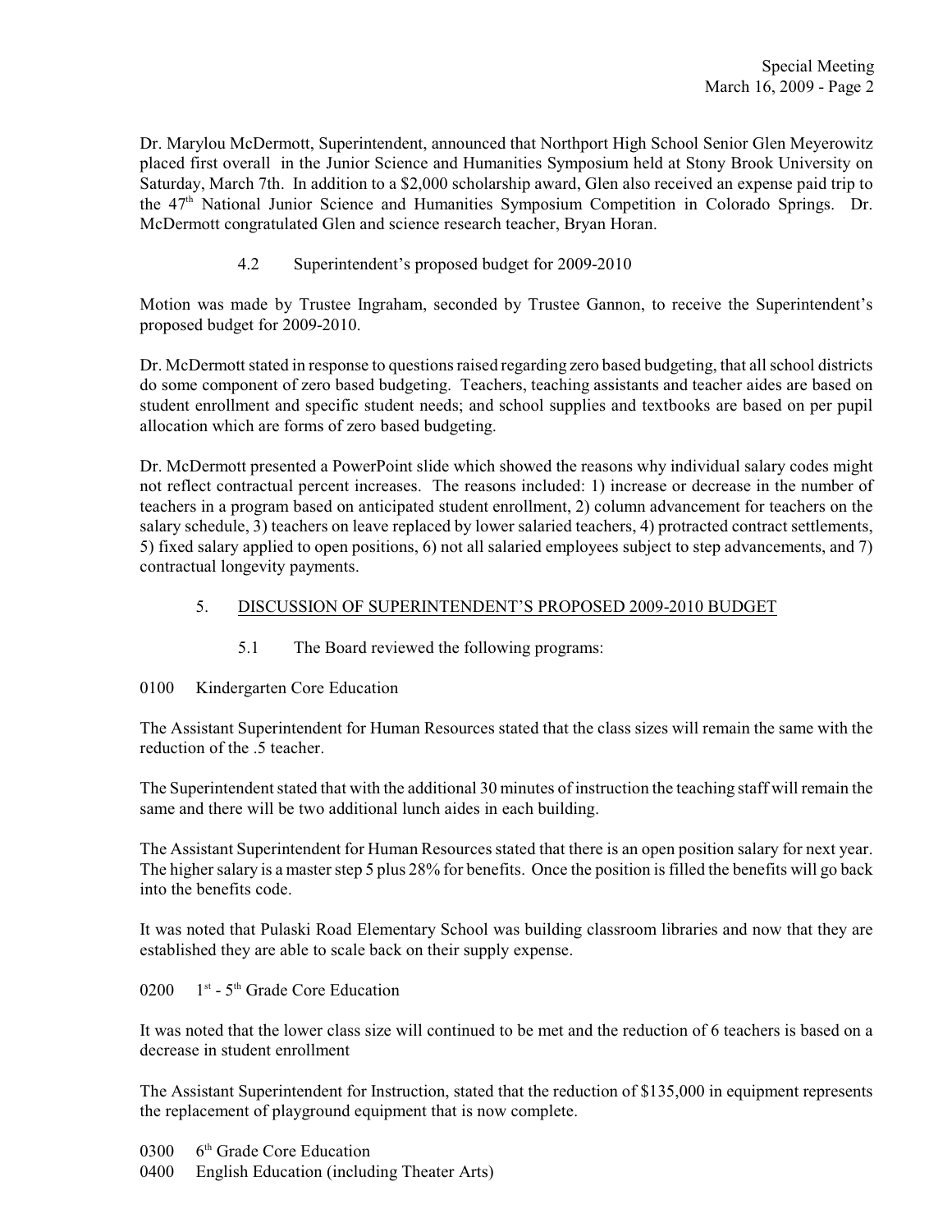Dr. Marylou McDermott, Superintendent, announced that Northport High School Senior Glen Meyerowitz placed first overall in the Junior Science and Humanities Symposium held at Stony Brook University on Saturday, March 7th. In addition to a $2,000 scholarship award, Glen also received an expense paid trip to the 47th National Junior Science and Humanities Symposium Competition in Colorado Springs. Dr. McDermott congratulated Glen and science research teacher, Bryan Horan.

4.2 Superintendent's proposed budget for 2009-2010

Motion was made by Trustee Ingraham, seconded by Trustee Gannon, to receive the Superintendent's proposed budget for 2009-2010.

Dr. McDermott stated in response to questions raised regarding zero based budgeting, that all school districts do some component of zero based budgeting. Teachers, teaching assistants and teacher aides are based on student enrollment and specific student needs; and school supplies and textbooks are based on per pupil allocation which are forms of zero based budgeting.

Dr. McDermott presented a PowerPoint slide which showed the reasons why individual salary codes might not reflect contractual percent increases. The reasons included: 1) increase or decrease in the number of teachers in a program based on anticipated student enrollment, 2) column advancement for teachers on the salary schedule, 3) teachers on leave replaced by lower salaried teachers, 4) protracted contract settlements, 5) fixed salary applied to open positions, 6) not all salaried employees subject to step advancements, and 7) contractual longevity payments.

5. DISCUSSION OF SUPERINTENDENT'S PROPOSED 2009-2010 BUDGET

5.1 The Board reviewed the following programs:

0100 Kindergarten Core Education

The Assistant Superintendent for Human Resources stated that the class sizes will remain the same with the reduction of the .5 teacher.

The Superintendent stated that with the additional 30 minutes of instruction the teaching staff will remain the same and there will be two additional lunch aides in each building.

The Assistant Superintendent for Human Resources stated that there is an open position salary for next year. The higher salary is a master step 5 plus 28% for benefits. Once the position is filled the benefits will go back into the benefits code.

It was noted that Pulaski Road Elementary School was building classroom libraries and now that they are established they are able to scale back on their supply expense.

0200 1st - 5th Grade Core Education

It was noted that the lower class size will continued to be met and the reduction of 6 teachers is based on a decrease in student enrollment

The Assistant Superintendent for Instruction, stated that the reduction of $135,000 in equipment represents the replacement of playground equipment that is now complete.

0300 6th Grade Core Education
0400 English Education (including Theater Arts)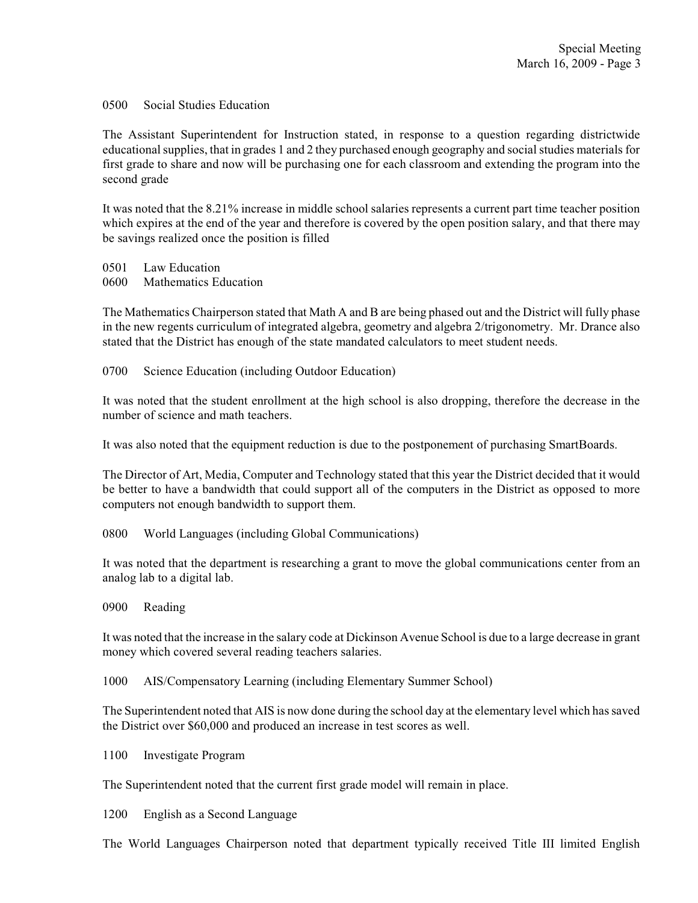0500 Social Studies Education

The Assistant Superintendent for Instruction stated, in response to a question regarding districtwide educational supplies, that in grades 1 and 2 they purchased enough geography and social studies materials for first grade to share and now will be purchasing one for each classroom and extending the program into the second grade

It was noted that the 8.21% increase in middle school salaries represents a current part time teacher position which expires at the end of the year and therefore is covered by the open position salary, and that there may be savings realized once the position is filled

0501 Law Education
0600 Mathematics Education

The Mathematics Chairperson stated that Math A and B are being phased out and the District will fully phase in the new regents curriculum of integrated algebra, geometry and algebra 2/trigonometry. Mr. Drance also stated that the District has enough of the state mandated calculators to meet student needs.

0700 Science Education (including Outdoor Education)

It was noted that the student enrollment at the high school is also dropping, therefore the decrease in the number of science and math teachers.

It was also noted that the equipment reduction is due to the postponement of purchasing SmartBoards.

The Director of Art, Media, Computer and Technology stated that this year the District decided that it would be better to have a bandwidth that could support all of the computers in the District as opposed to more computers not enough bandwidth to support them.

0800 World Languages (including Global Communications)

It was noted that the department is researching a grant to move the global communications center from an analog lab to a digital lab.

0900 Reading

It was noted that the increase in the salary code at Dickinson Avenue School is due to a large decrease in grant money which covered several reading teachers salaries.

1000 AIS/Compensatory Learning (including Elementary Summer School)

The Superintendent noted that AIS is now done during the school day at the elementary level which has saved the District over $60,000 and produced an increase in test scores as well.

1100 Investigate Program

The Superintendent noted that the current first grade model will remain in place.

1200 English as a Second Language

The World Languages Chairperson noted that department typically received Title III limited English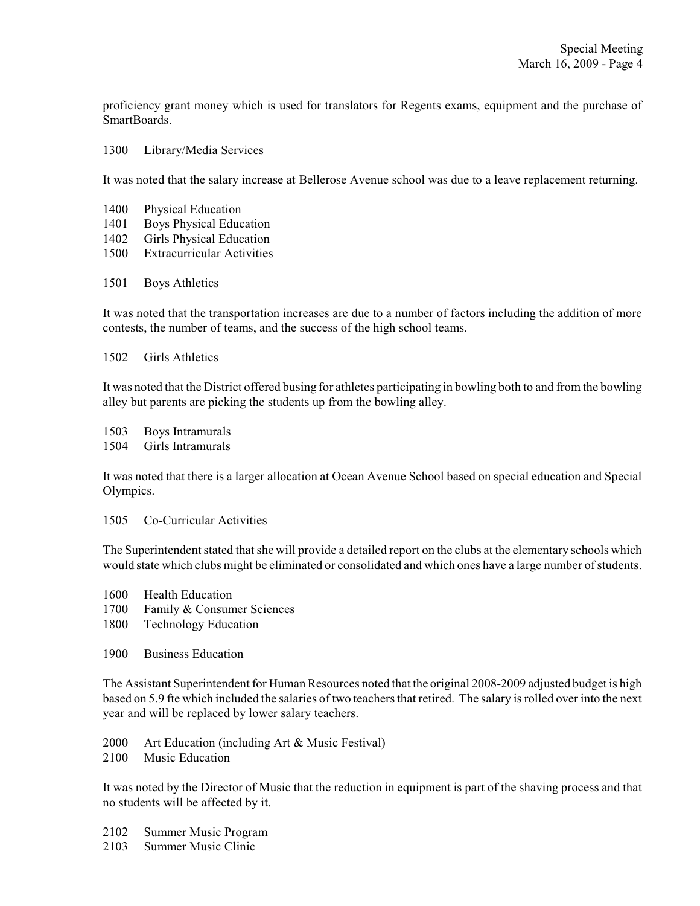proficiency grant money which is used for translators for Regents exams, equipment and the purchase of SmartBoards.

1300 Library/Media Services

It was noted that the salary increase at Bellerose Avenue school was due to a leave replacement returning.

1400 Physical Education
1401 Boys Physical Education
1402 Girls Physical Education
1500 Extracurricular Activities

1501 Boys Athletics

It was noted that the transportation increases are due to a number of factors including the addition of more contests, the number of teams, and the success of the high school teams.

1502 Girls Athletics

It was noted that the District offered busing for athletes participating in bowling both to and from the bowling alley but parents are picking the students up from the bowling alley.

1503 Boys Intramurals
1504 Girls Intramurals

It was noted that there is a larger allocation at Ocean Avenue School based on special education and Special Olympics.

1505 Co-Curricular Activities

The Superintendent stated that she will provide a detailed report on the clubs at the elementary schools which would state which clubs might be eliminated or consolidated and which ones have a large number of students.

1600 Health Education
1700 Family & Consumer Sciences
1800 Technology Education

1900 Business Education

The Assistant Superintendent for Human Resources noted that the original 2008-2009 adjusted budget is high based on 5.9 fte which included the salaries of two teachers that retired. The salary is rolled over into the next year and will be replaced by lower salary teachers.

2000 Art Education (including Art & Music Festival)
2100 Music Education

It was noted by the Director of Music that the reduction in equipment is part of the shaving process and that no students will be affected by it.

2102 Summer Music Program
2103 Summer Music Clinic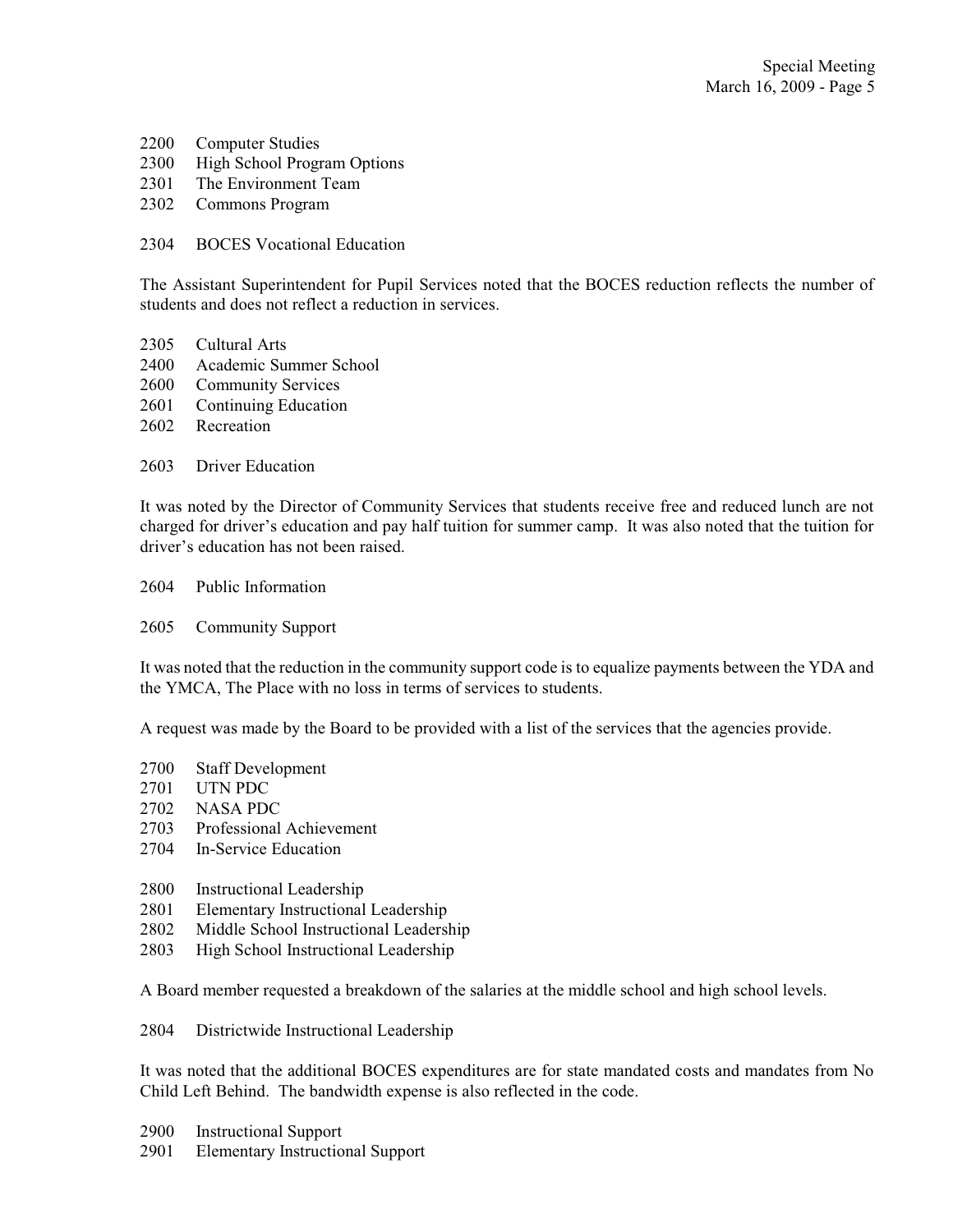2200 Computer Studies
2300 High School Program Options
2301 The Environment Team
2302 Commons Program

2304 BOCES Vocational Education

The Assistant Superintendent for Pupil Services noted that the BOCES reduction reflects the number of students and does not reflect a reduction in services.

2305 Cultural Arts
2400 Academic Summer School
2600 Community Services
2601 Continuing Education
2602 Recreation

2603 Driver Education

It was noted by the Director of Community Services that students receive free and reduced lunch are not charged for driver's education and pay half tuition for summer camp. It was also noted that the tuition for driver's education has not been raised.

2604 Public Information

2605 Community Support

It was noted that the reduction in the community support code is to equalize payments between the YDA and the YMCA, The Place with no loss in terms of services to students.

A request was made by the Board to be provided with a list of the services that the agencies provide.

2700 Staff Development
2701 UTN PDC
2702 NASA PDC
2703 Professional Achievement
2704 In-Service Education

2800 Instructional Leadership
2801 Elementary Instructional Leadership
2802 Middle School Instructional Leadership
2803 High School Instructional Leadership

A Board member requested a breakdown of the salaries at the middle school and high school levels.

2804 Districtwide Instructional Leadership

It was noted that the additional BOCES expenditures are for state mandated costs and mandates from No Child Left Behind. The bandwidth expense is also reflected in the code.

2900 Instructional Support
2901 Elementary Instructional Support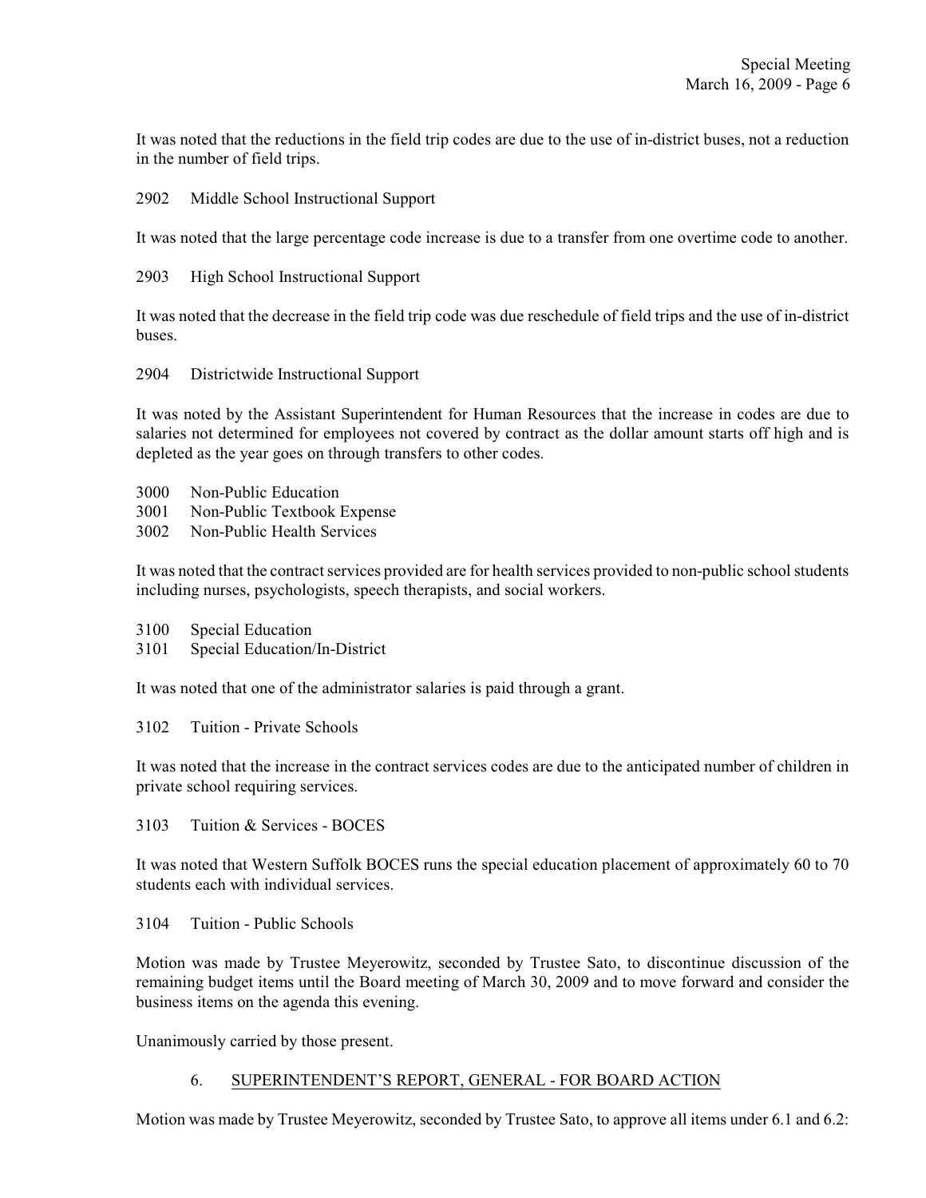It was noted that the reductions in the field trip codes are due to the use of in-district buses, not a reduction in the number of field trips.

2902 Middle School Instructional Support

It was noted that the large percentage code increase is due to a transfer from one overtime code to another.

2903 High School Instructional Support

It was noted that the decrease in the field trip code was due reschedule of field trips and the use of in-district buses.

2904 Districtwide Instructional Support

It was noted by the Assistant Superintendent for Human Resources that the increase in codes are due to salaries not determined for employees not covered by contract as the dollar amount starts off high and is depleted as the year goes on through transfers to other codes.

3000 Non-Public Education
3001 Non-Public Textbook Expense
3002 Non-Public Health Services

It was noted that the contract services provided are for health services provided to non-public school students including nurses, psychologists, speech therapists, and social workers.

3100 Special Education
3101 Special Education/In-District

It was noted that one of the administrator salaries is paid through a grant.

3102 Tuition - Private Schools

It was noted that the increase in the contract services codes are due to the anticipated number of children in private school requiring services.

3103 Tuition & Services - BOCES

It was noted that Western Suffolk BOCES runs the special education placement of approximately 60 to 70 students each with individual services.

3104 Tuition - Public Schools

Motion was made by Trustee Meyerowitz, seconded by Trustee Sato, to discontinue discussion of the remaining budget items until the Board meeting of March 30, 2009 and to move forward and consider the business items on the agenda this evening.

Unanimously carried by those present.

## 6. SUPERINTENDENT'S REPORT, GENERAL - FOR BOARD ACTION

Motion was made by Trustee Meyerowitz, seconded by Trustee Sato, to approve all items under 6.1 and 6.2: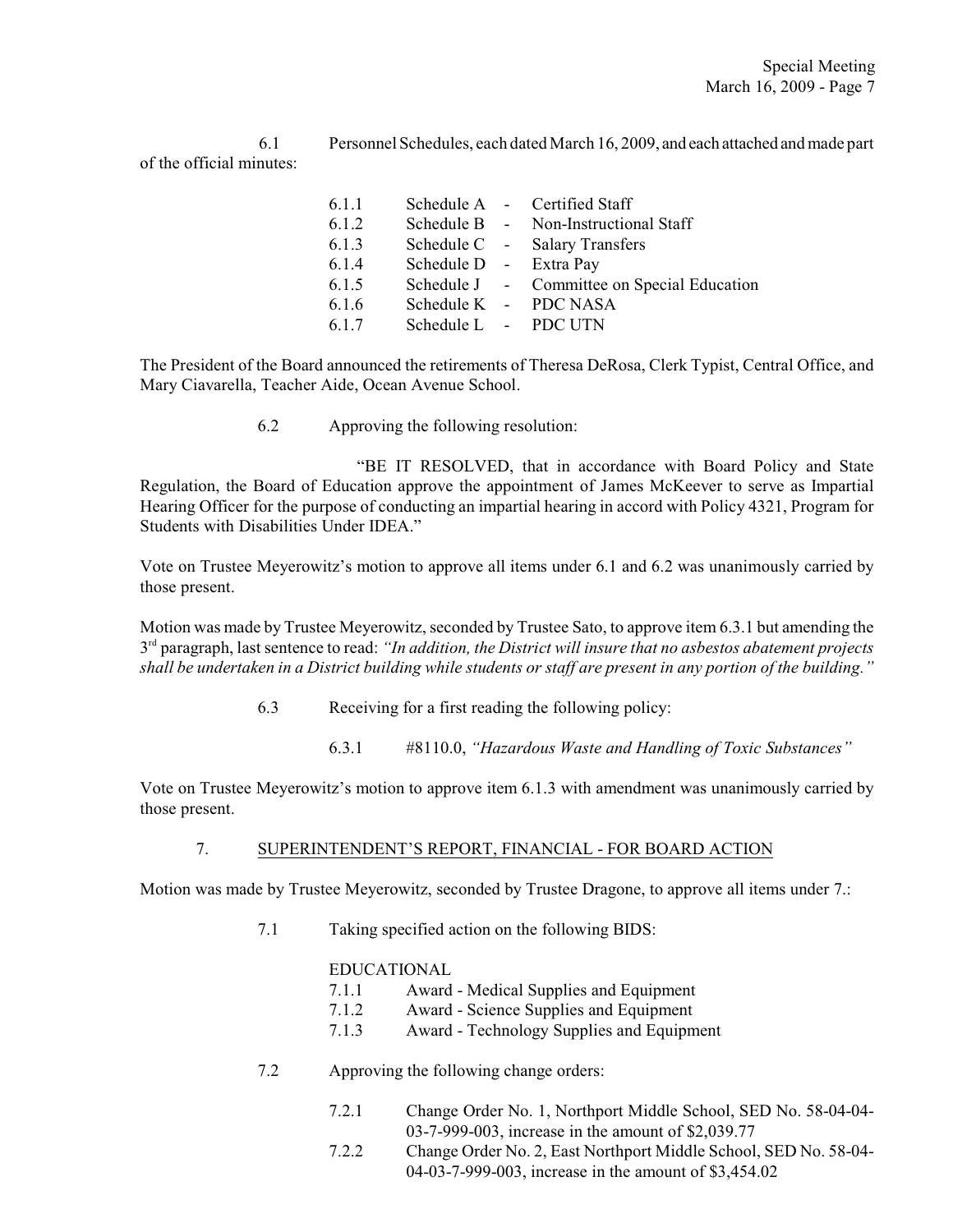6.1 Personnel Schedules, each dated March 16, 2009, and each attached and made part of the official minutes:

- 6.1.1 Schedule A - Certified Staff
- 6.1.2 Schedule B - Non-Instructional Staff
- 6.1.3 Schedule C - Salary Transfers
- 6.1.4 Schedule D - Extra Pay
- 6.1.5 Schedule J - Committee on Special Education
- 6.1.6 Schedule K - PDC NASA
- 6.1.7 Schedule L - PDC UTN

The President of the Board announced the retirements of Theresa DeRosa, Clerk Typist, Central Office, and Mary Ciavarella, Teacher Aide, Ocean Avenue School.

6.2 Approving the following resolution:

"BE IT RESOLVED, that in accordance with Board Policy and State Regulation, the Board of Education approve the appointment of James McKeever to serve as Impartial Hearing Officer for the purpose of conducting an impartial hearing in accord with Policy 4321, Program for Students with Disabilities Under IDEA."

Vote on Trustee Meyerowitz's motion to approve all items under 6.1 and 6.2 was unanimously carried by those present.

Motion was made by Trustee Meyerowitz, seconded by Trustee Sato, to approve item 6.3.1 but amending the 3rd paragraph, last sentence to read: *"In addition, the District will insure that no asbestos abatement projects shall be undertaken in a District building while students or staff are present in any portion of the building."*

6.3 Receiving for a first reading the following policy:

6.3.1 #8110.0, *"Hazardous Waste and Handling of Toxic Substances"*

Vote on Trustee Meyerowitz's motion to approve item 6.1.3 with amendment was unanimously carried by those present.

## 7. SUPERINTENDENT'S REPORT, FINANCIAL - FOR BOARD ACTION

Motion was made by Trustee Meyerowitz, seconded by Trustee Dragone, to approve all items under 7.:

7.1 Taking specified action on the following BIDS:

EDUCATIONAL

- 7.1.1 Award - Medical Supplies and Equipment
- 7.1.2 Award - Science Supplies and Equipment
- 7.1.3 Award - Technology Supplies and Equipment

7.2 Approving the following change orders:

- 7.2.1 Change Order No. 1, Northport Middle School, SED No. 58-04-04-03-7-999-003, increase in the amount of $2,039.77
- 7.2.2 Change Order No. 2, East Northport Middle School, SED No. 58-04-04-03-7-999-003, increase in the amount of $3,454.02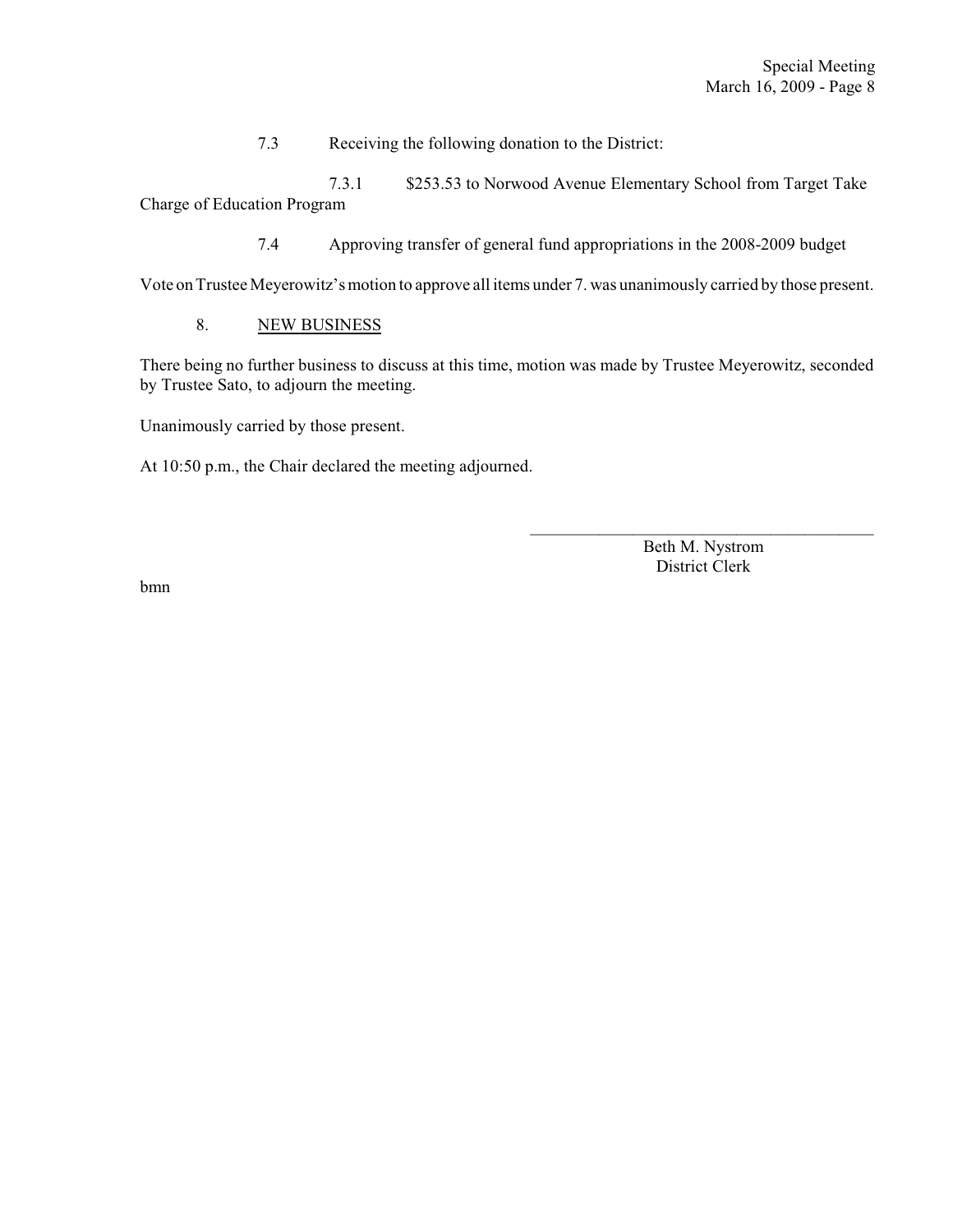7.3 Receiving the following donation to the District:

7.3.1 $253.53 to Norwood Avenue Elementary School from Target Take Charge of Education Program

7.4 Approving transfer of general fund appropriations in the 2008-2009 budget

Vote on Trustee Meyerowitz's motion to approve all items under 7. was unanimously carried by those present.

8. NEW BUSINESS

There being no further business to discuss at this time, motion was made by Trustee Meyerowitz, seconded by Trustee Sato, to adjourn the meeting.

Unanimously carried by those present.

At 10:50 p.m., the Chair declared the meeting adjourned.

\_\_\_\_\_\_\_\_\_\_\_\_\_\_\_\_\_\_\_\_\_\_\_\_\_\_\_\_\_\_\_\_\_\_\_\_\_\_\_\_

Beth M. Nystrom
District Clerk

bmn